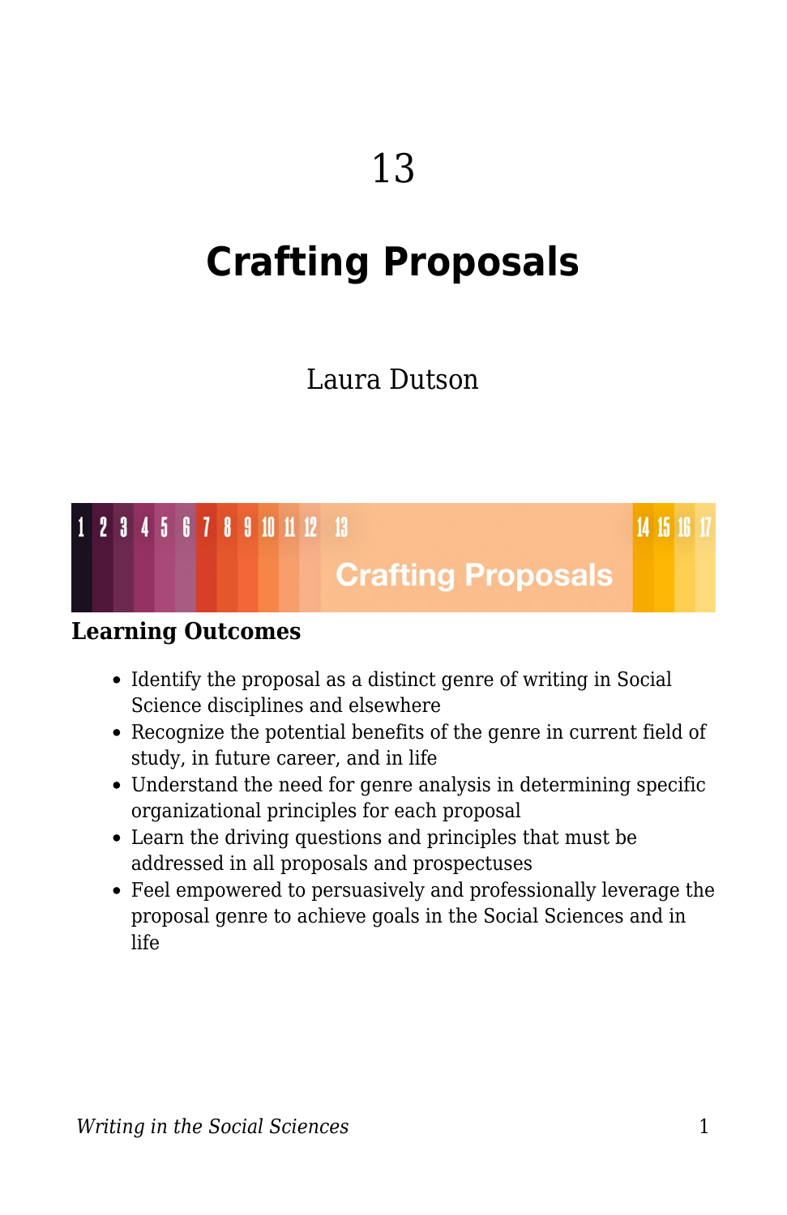# 13

# Crafting Proposals

Laura Dutson

### Learning Outcomes

- Identify the proposal as a distinct genre of writing in Social Science disciplines and elsewhere
- Recognize the potential benefits of the genre in current field of study, in future career, and in life
- Understand the need for genre analysis in determining specific organizational principles for each proposal
- Learn the driving questions and principles that must be addressed in all proposals and prospectuses
- Feel empowered to persuasively and professionally leverage the proposal genre to achieve goals in the Social Sciences and in life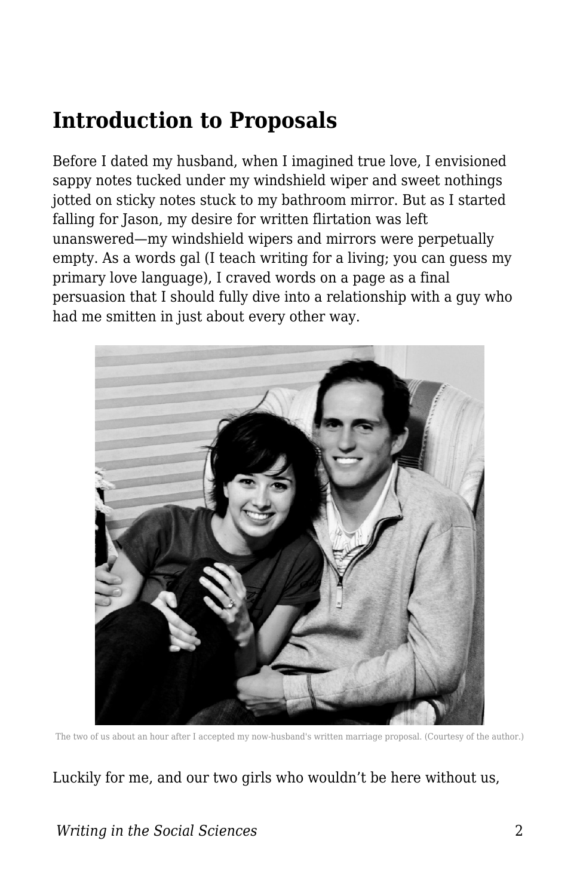## Introduction to Proposals

Before I dated my husband, when I imagined true love, I envisioned sappy notes tucked under my windshield wiper and sweet nothings jotted on sticky notes stuck to my bathroom mirror. But as I started falling for Jason, my desire for written flirtation was left unanswered—my windshield wipers and mirrors were perpetually empty. As a words gal (I teach writing for a living; you can guess my primary love language), I craved words on a page as a final persuasion that I should fully dive into a relationship with a guy who had me smitten in just about every other way.

The two of us about an hour after I accepted my now-husband's written marriage proposal. (Courtesy of the author.)

Luckily for me, and our two girls who wouldn't be here without us,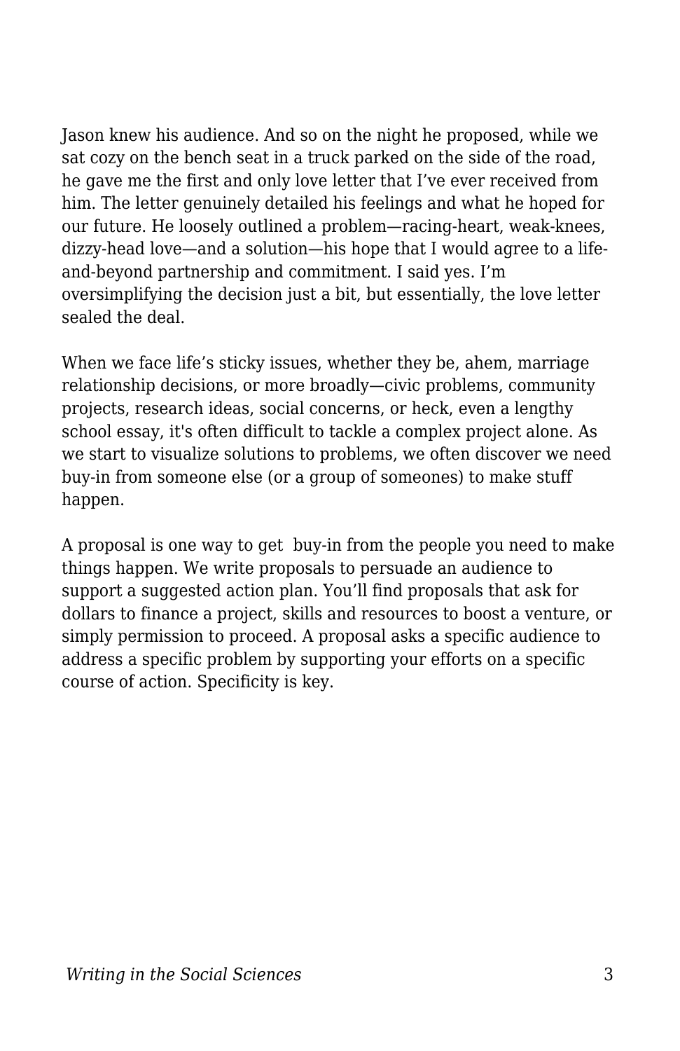Jason knew his audience. And so on the night he proposed, while we sat cozy on the bench seat in a truck parked on the side of the road, he gave me the first and only love letter that I've ever received from him. The letter genuinely detailed his feelings and what he hoped for our future. He loosely outlined a problem—racing-heart, weak-knees, dizzy-head love—and a solution—his hope that I would agree to a life-and-beyond partnership and commitment. I said yes. I'm oversimplifying the decision just a bit, but essentially, the love letter sealed the deal.

When we face life's sticky issues, whether they be, ahem, marriage relationship decisions, or more broadly—civic problems, community projects, research ideas, social concerns, or heck, even a lengthy school essay, it's often difficult to tackle a complex project alone. As we start to visualize solutions to problems, we often discover we need buy-in from someone else (or a group of someones) to make stuff happen.

A proposal is one way to get buy-in from the people you need to make things happen. We write proposals to persuade an audience to support a suggested action plan. You'll find proposals that ask for dollars to finance a project, skills and resources to boost a venture, or simply permission to proceed. A proposal asks a specific audience to address a specific problem by supporting your efforts on a specific course of action. Specificity is key.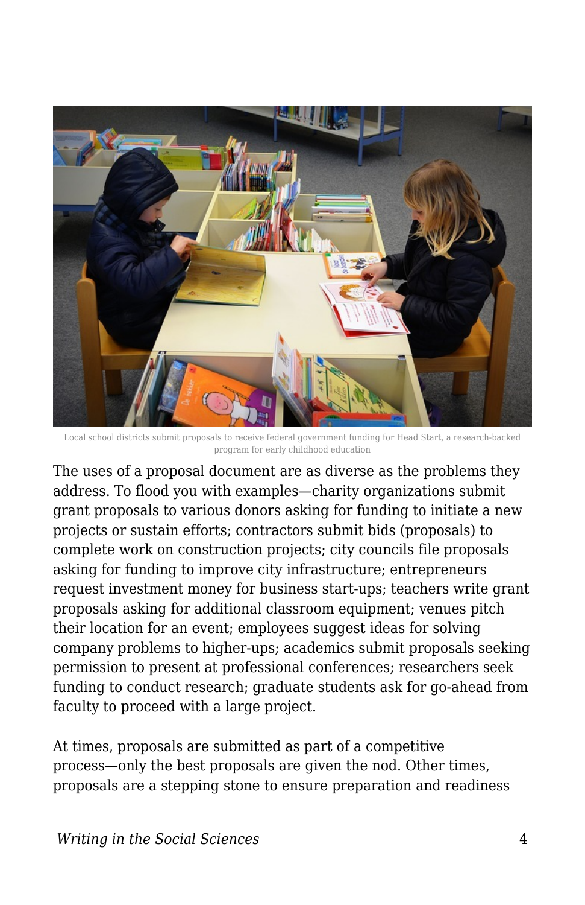Local school districts submit proposals to receive federal government funding for Head Start, a research-backed program for early childhood education

The uses of a proposal document are as diverse as the problems they address. To flood you with examples—charity organizations submit grant proposals to various donors asking for funding to initiate a new projects or sustain efforts; contractors submit bids (proposals) to complete work on construction projects; city councils file proposals asking for funding to improve city infrastructure; entrepreneurs request investment money for business start-ups; teachers write grant proposals asking for additional classroom equipment; venues pitch their location for an event; employees suggest ideas for solving company problems to higher-ups; academics submit proposals seeking permission to present at professional conferences; researchers seek funding to conduct research; graduate students ask for go-ahead from faculty to proceed with a large project.

At times, proposals are submitted as part of a competitive process—only the best proposals are given the nod. Other times, proposals are a stepping stone to ensure preparation and readiness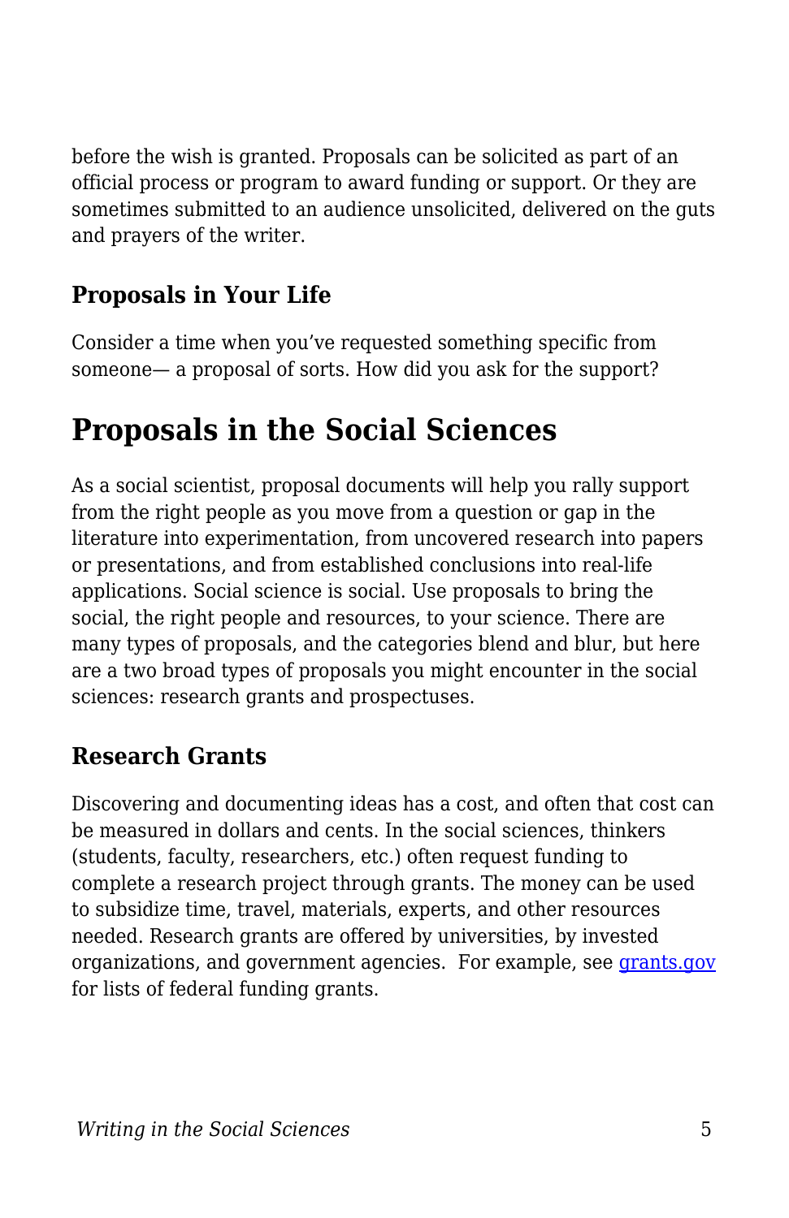before the wish is granted. Proposals can be solicited as part of an official process or program to award funding or support. Or they are sometimes submitted to an audience unsolicited, delivered on the guts and prayers of the writer.

### Proposals in Your Life

Consider a time when you've requested something specific from someone— a proposal of sorts. How did you ask for the support?

## Proposals in the Social Sciences

As a social scientist, proposal documents will help you rally support from the right people as you move from a question or gap in the literature into experimentation, from uncovered research into papers or presentations, and from established conclusions into real-life applications. Social science is social. Use proposals to bring the social, the right people and resources, to your science. There are many types of proposals, and the categories blend and blur, but here are a two broad types of proposals you might encounter in the social sciences: research grants and prospectuses.

### Research Grants

Discovering and documenting ideas has a cost, and often that cost can be measured in dollars and cents. In the social sciences, thinkers (students, faculty, researchers, etc.) often request funding to complete a research project through grants. The money can be used to subsidize time, travel, materials, experts, and other resources needed. Research grants are offered by universities, by invested organizations, and government agencies. For example, see grants.gov for lists of federal funding grants.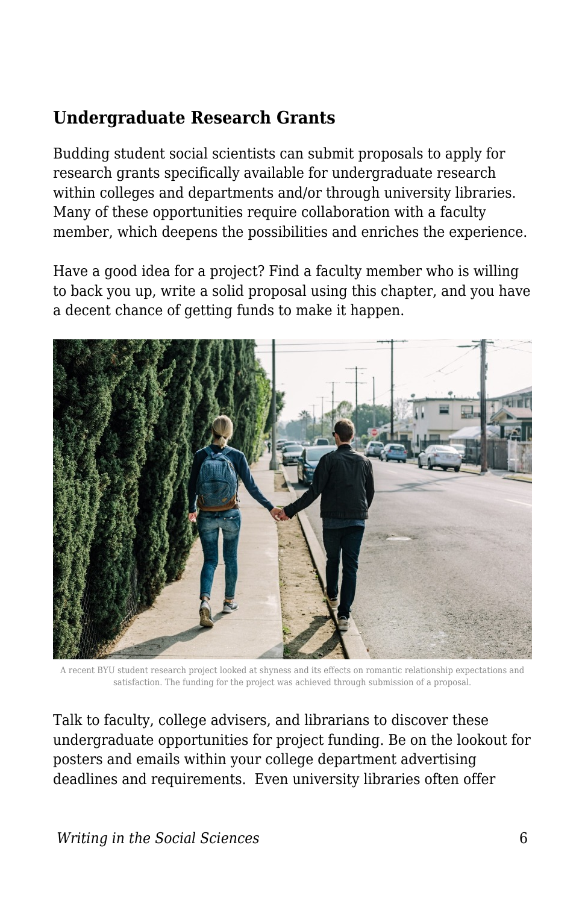### Undergraduate Research Grants

Budding student social scientists can submit proposals to apply for research grants specifically available for undergraduate research within colleges and departments and/or through university libraries. Many of these opportunities require collaboration with a faculty member, which deepens the possibilities and enriches the experience.

Have a good idea for a project? Find a faculty member who is willing to back you up, write a solid proposal using this chapter, and you have a decent chance of getting funds to make it happen.

A recent BYU student research project looked at shyness and its effects on romantic relationship expectations and satisfaction. The funding for the project was achieved through submission of a proposal.

Talk to faculty, college advisers, and librarians to discover these undergraduate opportunities for project funding. Be on the lookout for posters and emails within your college department advertising deadlines and requirements.  Even university libraries often offer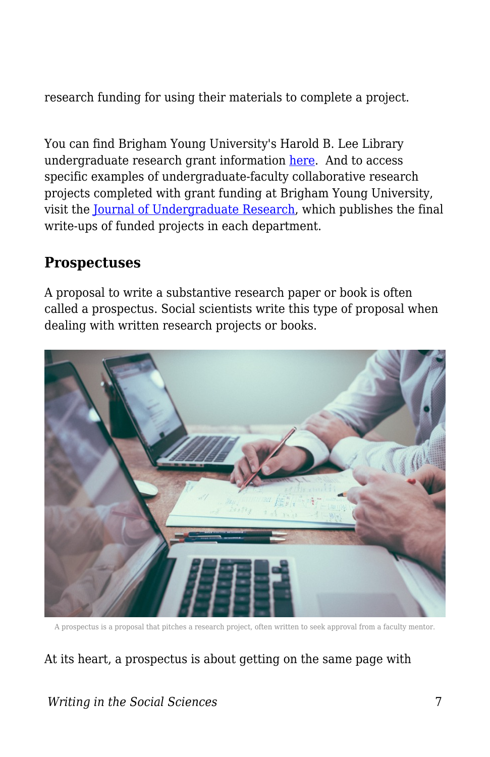research funding for using their materials to complete a project.

You can find Brigham Young University's Harold B. Lee Library undergraduate research grant information here. And to access specific examples of undergraduate-faculty collaborative research projects completed with grant funding at Brigham Young University, visit the Journal of Undergraduate Research, which publishes the final write-ups of funded projects in each department.

## Prospectuses

A proposal to write a substantive research paper or book is often called a prospectus. Social scientists write this type of proposal when dealing with written research projects or books.

A prospectus is a proposal that pitches a research project, often written to seek approval from a faculty mentor.

At its heart, a prospectus is about getting on the same page with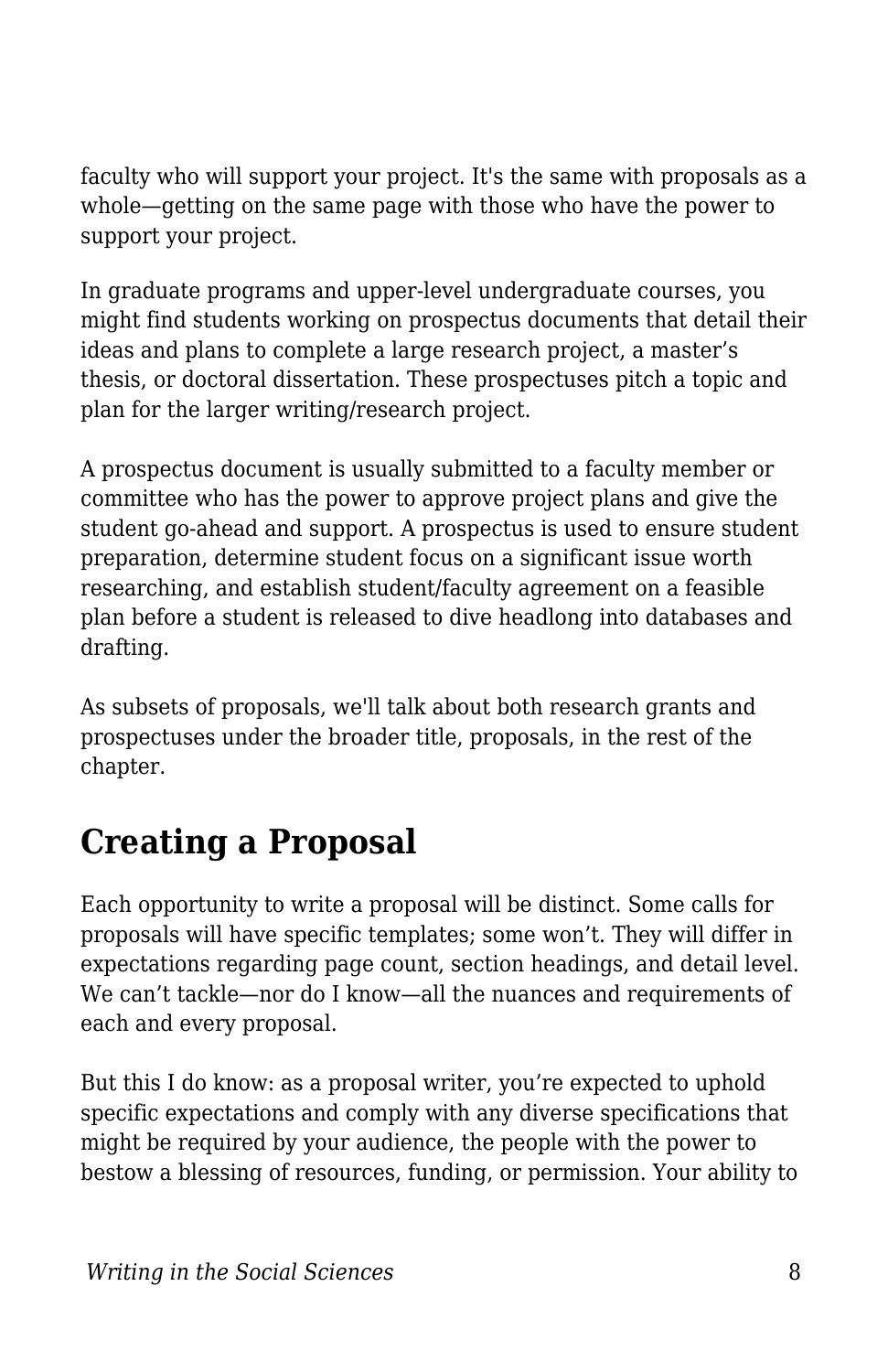faculty who will support your project. It's the same with proposals as a whole—getting on the same page with those who have the power to support your project.

In graduate programs and upper-level undergraduate courses, you might find students working on prospectus documents that detail their ideas and plans to complete a large research project, a master’s thesis, or doctoral dissertation. These prospectuses pitch a topic and plan for the larger writing/research project.

A prospectus document is usually submitted to a faculty member or committee who has the power to approve project plans and give the student go-ahead and support. A prospectus is used to ensure student preparation, determine student focus on a significant issue worth researching, and establish student/faculty agreement on a feasible plan before a student is released to dive headlong into databases and drafting.

As subsets of proposals, we'll talk about both research grants and prospectuses under the broader title, proposals, in the rest of the chapter.

## Creating a Proposal

Each opportunity to write a proposal will be distinct. Some calls for proposals will have specific templates; some won’t. They will differ in expectations regarding page count, section headings, and detail level. We can’t tackle—nor do I know—all the nuances and requirements of each and every proposal.

But this I do know: as a proposal writer, you’re expected to uphold specific expectations and comply with any diverse specifications that might be required by your audience, the people with the power to bestow a blessing of resources, funding, or permission. Your ability to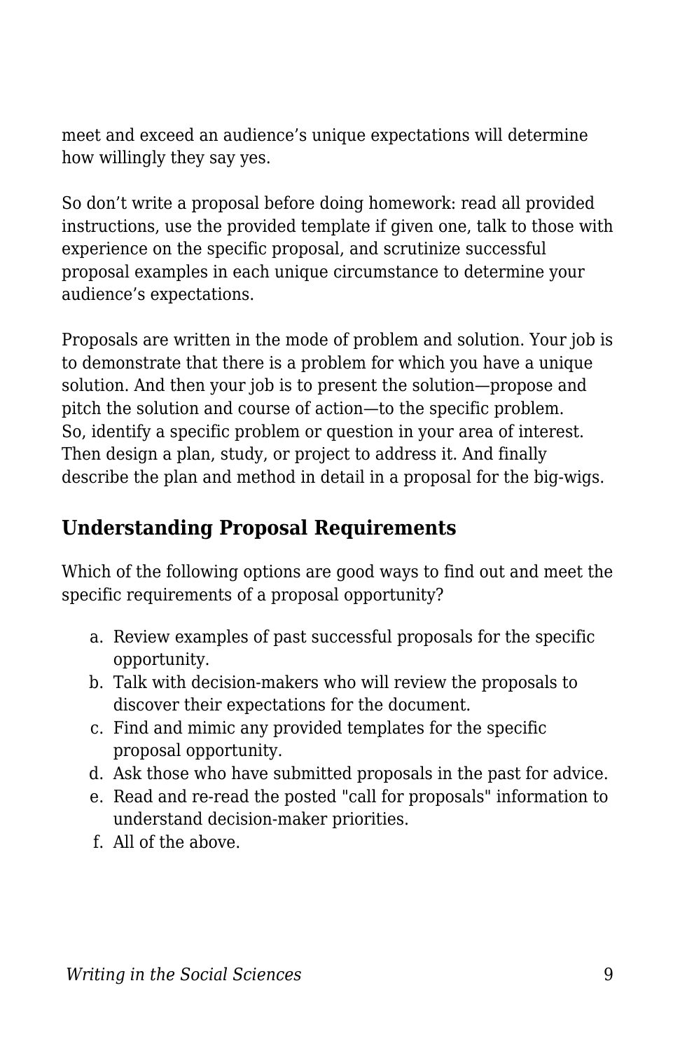meet and exceed an audience's unique expectations will determine how willingly they say yes.

So don't write a proposal before doing homework: read all provided instructions, use the provided template if given one, talk to those with experience on the specific proposal, and scrutinize successful proposal examples in each unique circumstance to determine your audience's expectations.

Proposals are written in the mode of problem and solution. Your job is to demonstrate that there is a problem for which you have a unique solution. And then your job is to present the solution—propose and pitch the solution and course of action—to the specific problem. So, identify a specific problem or question in your area of interest. Then design a plan, study, or project to address it. And finally describe the plan and method in detail in a proposal for the big-wigs.

## Understanding Proposal Requirements

Which of the following options are good ways to find out and meet the specific requirements of a proposal opportunity?

a. Review examples of past successful proposals for the specific opportunity.
b. Talk with decision-makers who will review the proposals to discover their expectations for the document.
c. Find and mimic any provided templates for the specific proposal opportunity.
d. Ask those who have submitted proposals in the past for advice.
e. Read and re-read the posted "call for proposals" information to understand decision-maker priorities.
f. All of the above.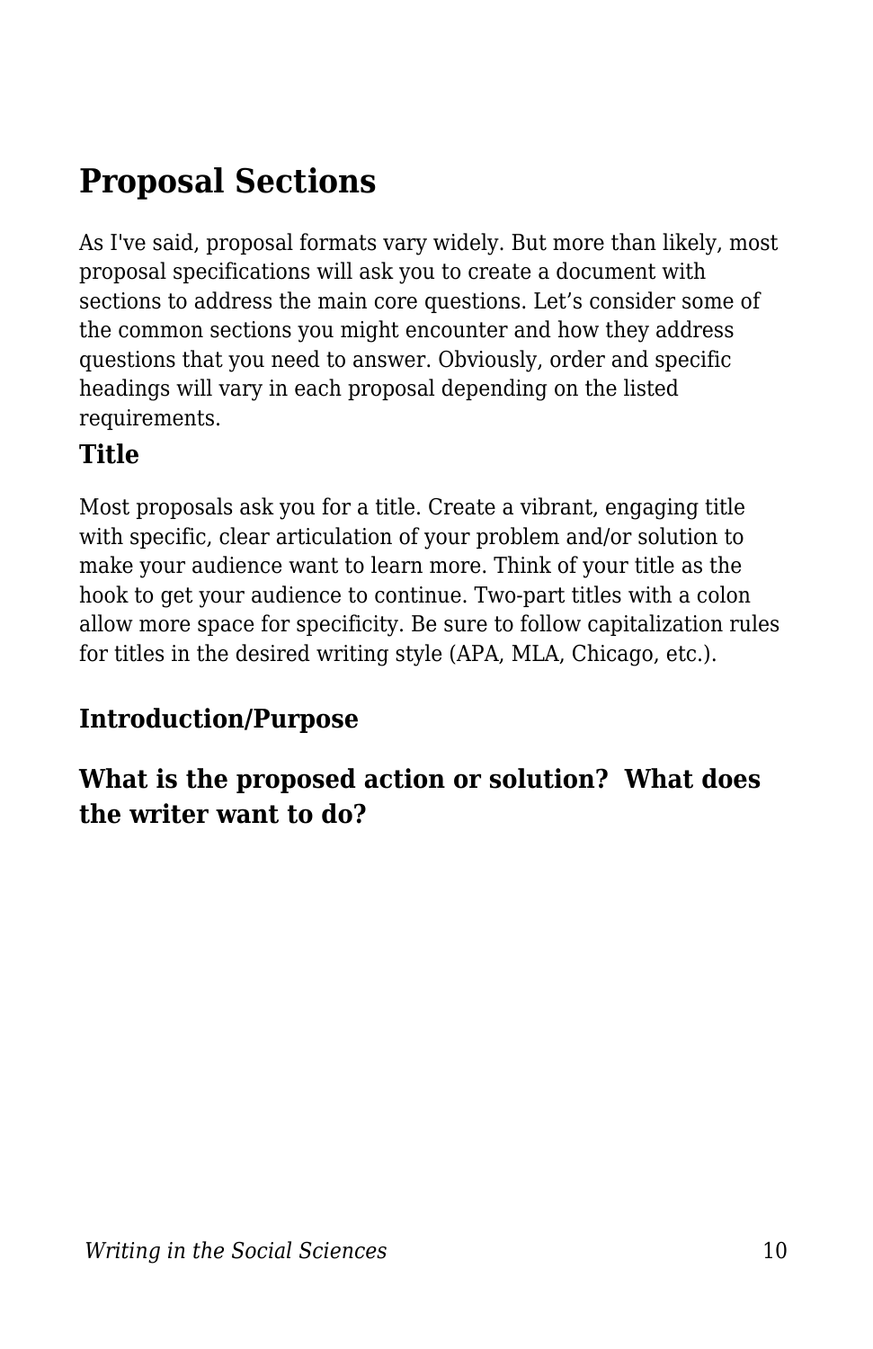## Proposal Sections

As I've said, proposal formats vary widely. But more than likely, most proposal specifications will ask you to create a document with sections to address the main core questions. Let’s consider some of the common sections you might encounter and how they address questions that you need to answer. Obviously, order and specific headings will vary in each proposal depending on the listed requirements.

### Title

Most proposals ask you for a title. Create a vibrant, engaging title with specific, clear articulation of your problem and/or solution to make your audience want to learn more. Think of your title as the hook to get your audience to continue. Two-part titles with a colon allow more space for specificity. Be sure to follow capitalization rules for titles in the desired writing style (APA, MLA, Chicago, etc.).

### Introduction/Purpose

### What is the proposed action or solution? What does the writer want to do?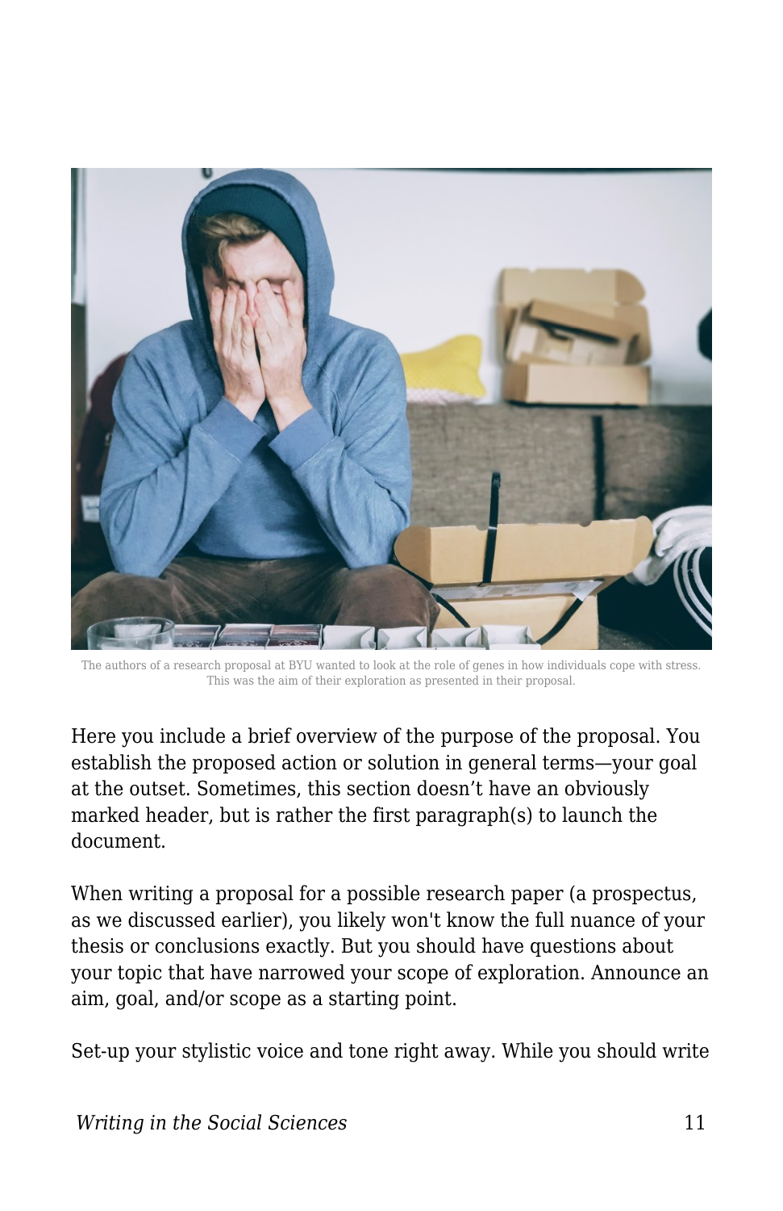The authors of a research proposal at BYU wanted to look at the role of genes in how individuals cope with stress. This was the aim of their exploration as presented in their proposal.

Here you include a brief overview of the purpose of the proposal. You establish the proposed action or solution in general terms—your goal at the outset. Sometimes, this section doesn't have an obviously marked header, but is rather the first paragraph(s) to launch the document.

When writing a proposal for a possible research paper (a prospectus, as we discussed earlier), you likely won't know the full nuance of your thesis or conclusions exactly. But you should have questions about your topic that have narrowed your scope of exploration. Announce an aim, goal, and/or scope as a starting point.

Set-up your stylistic voice and tone right away. While you should write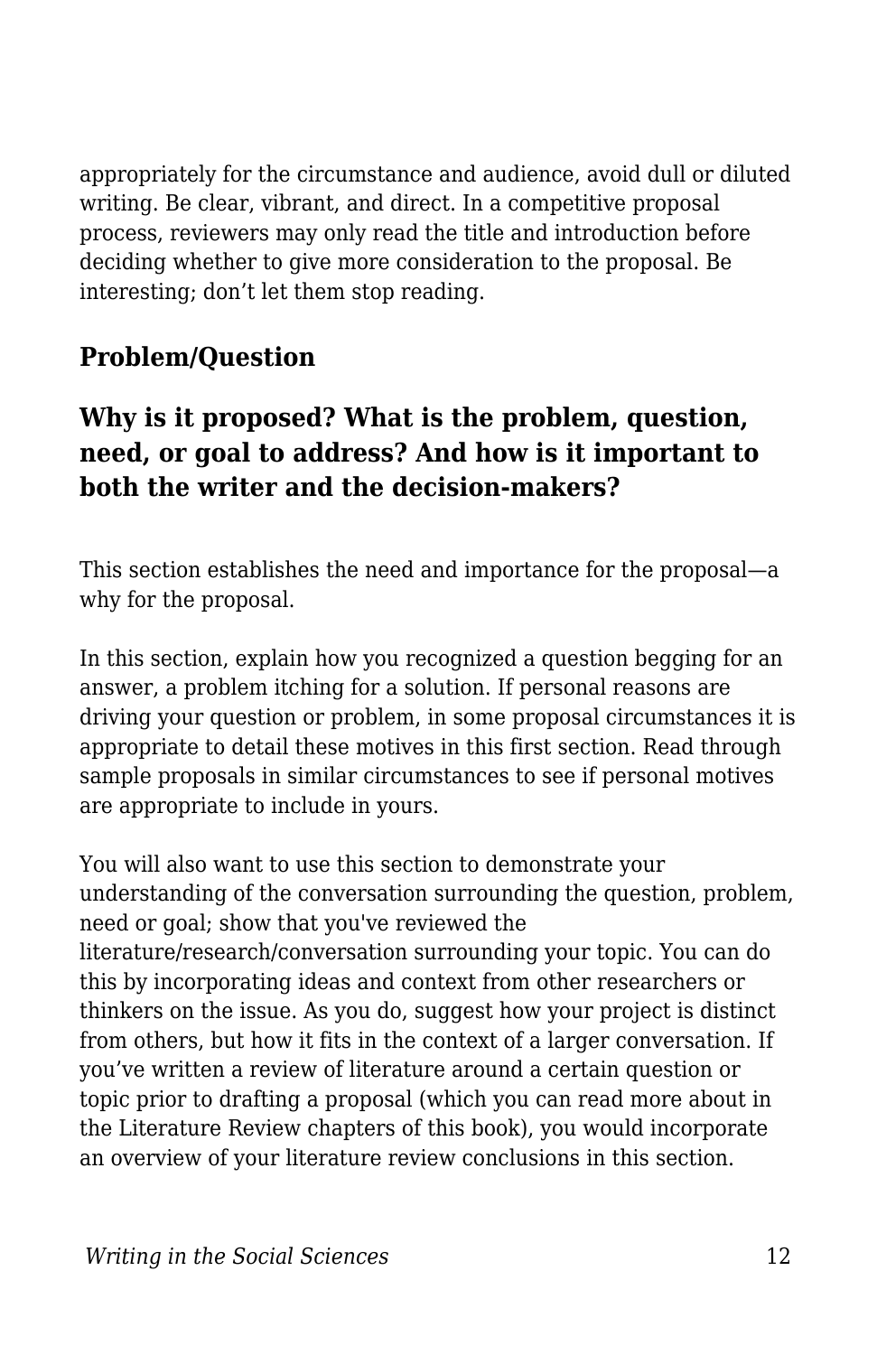appropriately for the circumstance and audience, avoid dull or diluted writing. Be clear, vibrant, and direct. In a competitive proposal process, reviewers may only read the title and introduction before deciding whether to give more consideration to the proposal. Be interesting; don't let them stop reading.

### Problem/Question

### Why is it proposed? What is the problem, question, need, or goal to address? And how is it important to both the writer and the decision-makers?

This section establishes the need and importance for the proposal—a why for the proposal.

In this section, explain how you recognized a question begging for an answer, a problem itching for a solution. If personal reasons are driving your question or problem, in some proposal circumstances it is appropriate to detail these motives in this first section. Read through sample proposals in similar circumstances to see if personal motives are appropriate to include in yours.

You will also want to use this section to demonstrate your understanding of the conversation surrounding the question, problem, need or goal; show that you've reviewed the literature/research/conversation surrounding your topic. You can do this by incorporating ideas and context from other researchers or thinkers on the issue. As you do, suggest how your project is distinct from others, but how it fits in the context of a larger conversation. If you've written a review of literature around a certain question or topic prior to drafting a proposal (which you can read more about in the Literature Review chapters of this book), you would incorporate an overview of your literature review conclusions in this section.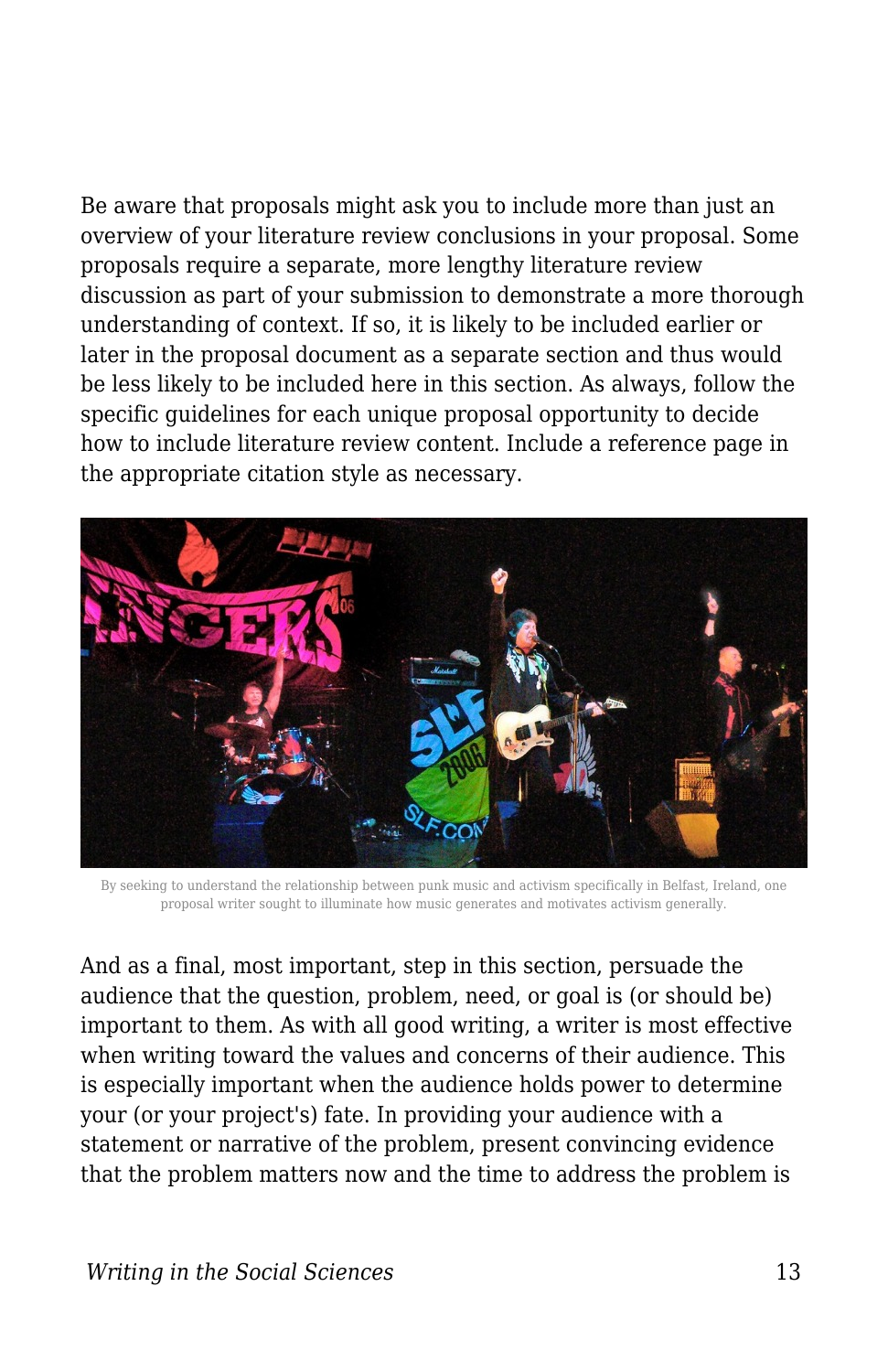Be aware that proposals might ask you to include more than just an overview of your literature review conclusions in your proposal. Some proposals require a separate, more lengthy literature review discussion as part of your submission to demonstrate a more thorough understanding of context. If so, it is likely to be included earlier or later in the proposal document as a separate section and thus would be less likely to be included here in this section. As always, follow the specific guidelines for each unique proposal opportunity to decide how to include literature review content. Include a reference page in the appropriate citation style as necessary.

By seeking to understand the relationship between punk music and activism specifically in Belfast, Ireland, one proposal writer sought to illuminate how music generates and motivates activism generally.

And as a final, most important, step in this section, persuade the audience that the question, problem, need, or goal is (or should be) important to them. As with all good writing, a writer is most effective when writing toward the values and concerns of their audience. This is especially important when the audience holds power to determine your (or your project's) fate. In providing your audience with a statement or narrative of the problem, present convincing evidence that the problem matters now and the time to address the problem is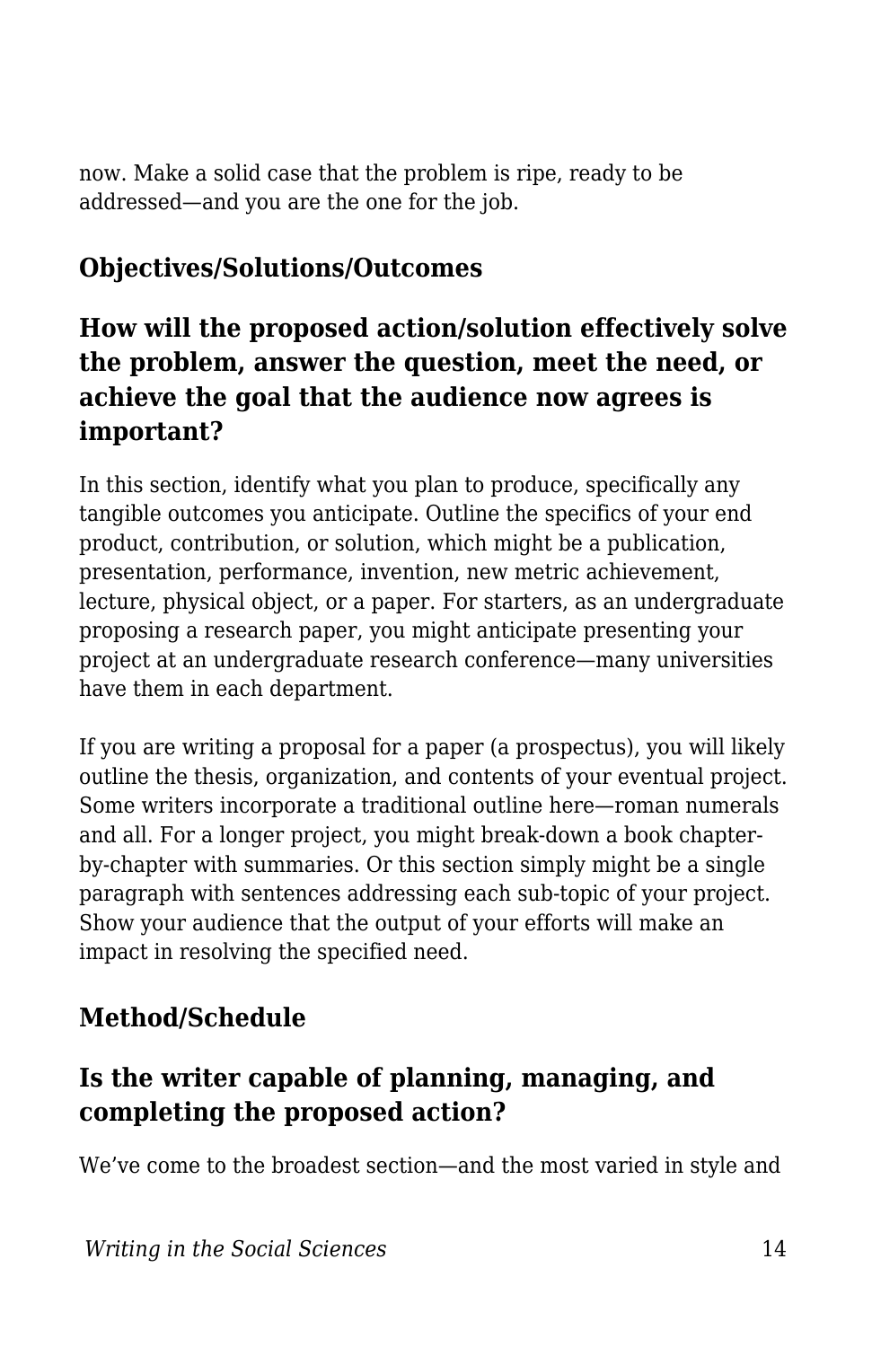now. Make a solid case that the problem is ripe, ready to be addressed—and you are the one for the job.

## Objectives/Solutions/Outcomes

### How will the proposed action/solution effectively solve the problem, answer the question, meet the need, or achieve the goal that the audience now agrees is important?

In this section, identify what you plan to produce, specifically any tangible outcomes you anticipate. Outline the specifics of your end product, contribution, or solution, which might be a publication, presentation, performance, invention, new metric achievement, lecture, physical object, or a paper. For starters, as an undergraduate proposing a research paper, you might anticipate presenting your project at an undergraduate research conference—many universities have them in each department.

If you are writing a proposal for a paper (a prospectus), you will likely outline the thesis, organization, and contents of your eventual project. Some writers incorporate a traditional outline here—roman numerals and all. For a longer project, you might break-down a book chapter-by-chapter with summaries. Or this section simply might be a single paragraph with sentences addressing each sub-topic of your project. Show your audience that the output of your efforts will make an impact in resolving the specified need.

## Method/Schedule

### Is the writer capable of planning, managing, and completing the proposed action?

We've come to the broadest section—and the most varied in style and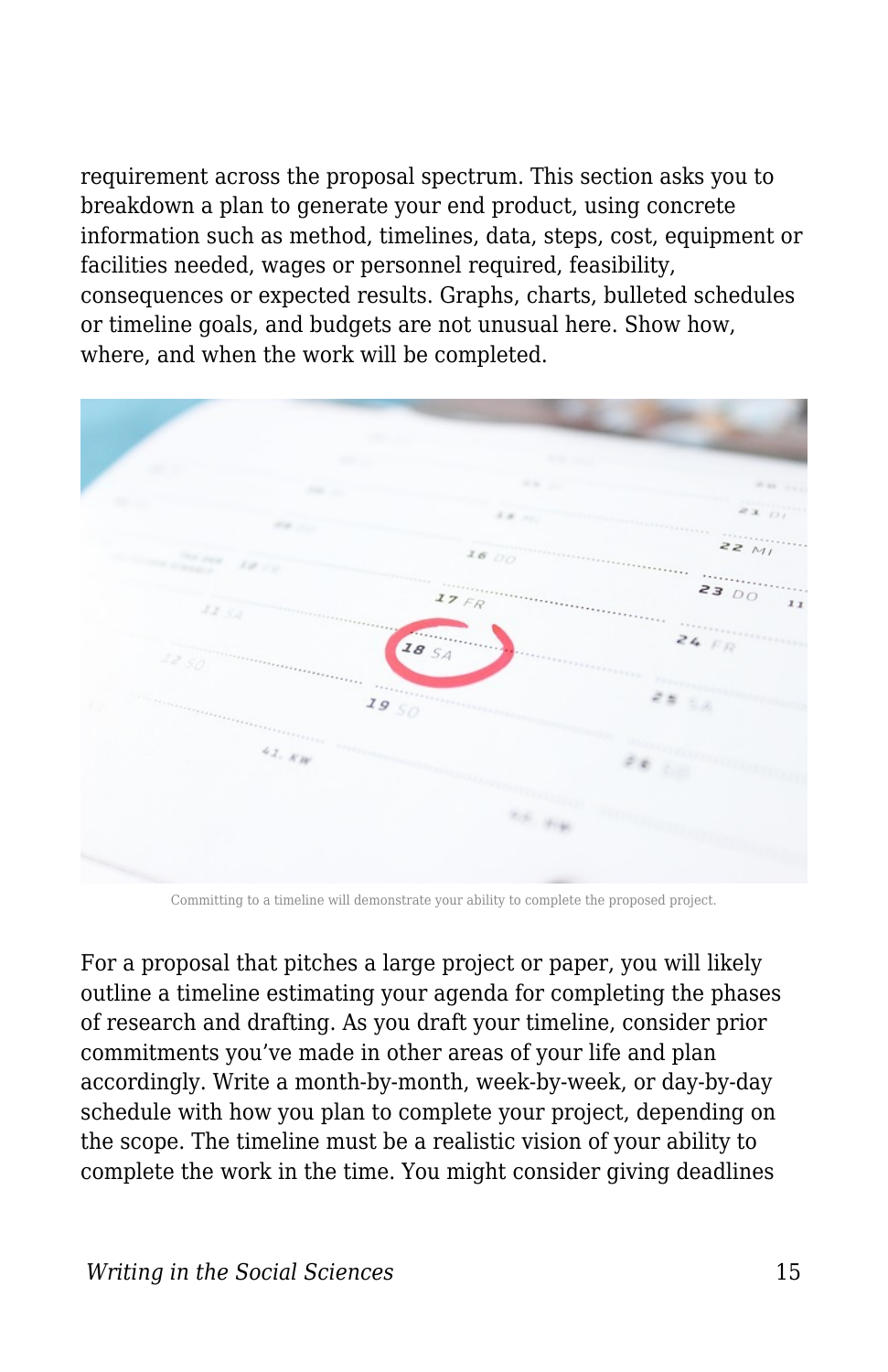requirement across the proposal spectrum. This section asks you to breakdown a plan to generate your end product, using concrete information such as method, timelines, data, steps, cost, equipment or facilities needed, wages or personnel required, feasibility, consequences or expected results. Graphs, charts, bulleted schedules or timeline goals, and budgets are not unusual here. Show how, where, and when the work will be completed.

Committing to a timeline will demonstrate your ability to complete the proposed project.

For a proposal that pitches a large project or paper, you will likely outline a timeline estimating your agenda for completing the phases of research and drafting. As you draft your timeline, consider prior commitments you've made in other areas of your life and plan accordingly. Write a month-by-month, week-by-week, or day-by-day schedule with how you plan to complete your project, depending on the scope. The timeline must be a realistic vision of your ability to complete the work in the time. You might consider giving deadlines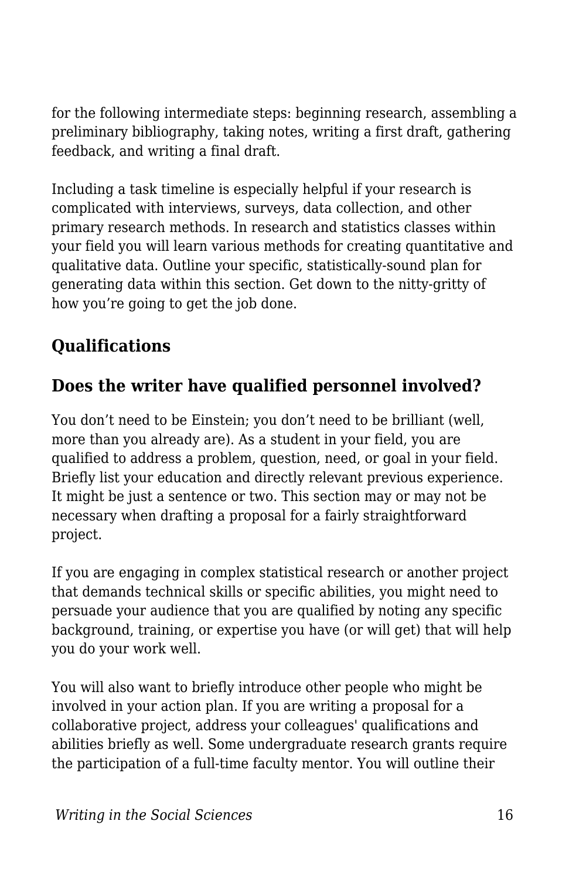for the following intermediate steps: beginning research, assembling a preliminary bibliography, taking notes, writing a first draft, gathering feedback, and writing a final draft.

Including a task timeline is especially helpful if your research is complicated with interviews, surveys, data collection, and other primary research methods. In research and statistics classes within your field you will learn various methods for creating quantitative and qualitative data. Outline your specific, statistically-sound plan for generating data within this section. Get down to the nitty-gritty of how you're going to get the job done.

### Qualifications

### Does the writer have qualified personnel involved?

You don't need to be Einstein; you don't need to be brilliant (well, more than you already are). As a student in your field, you are qualified to address a problem, question, need, or goal in your field. Briefly list your education and directly relevant previous experience. It might be just a sentence or two. This section may or may not be necessary when drafting a proposal for a fairly straightforward project.

If you are engaging in complex statistical research or another project that demands technical skills or specific abilities, you might need to persuade your audience that you are qualified by noting any specific background, training, or expertise you have (or will get) that will help you do your work well.

You will also want to briefly introduce other people who might be involved in your action plan. If you are writing a proposal for a collaborative project, address your colleagues' qualifications and abilities briefly as well. Some undergraduate research grants require the participation of a full-time faculty mentor. You will outline their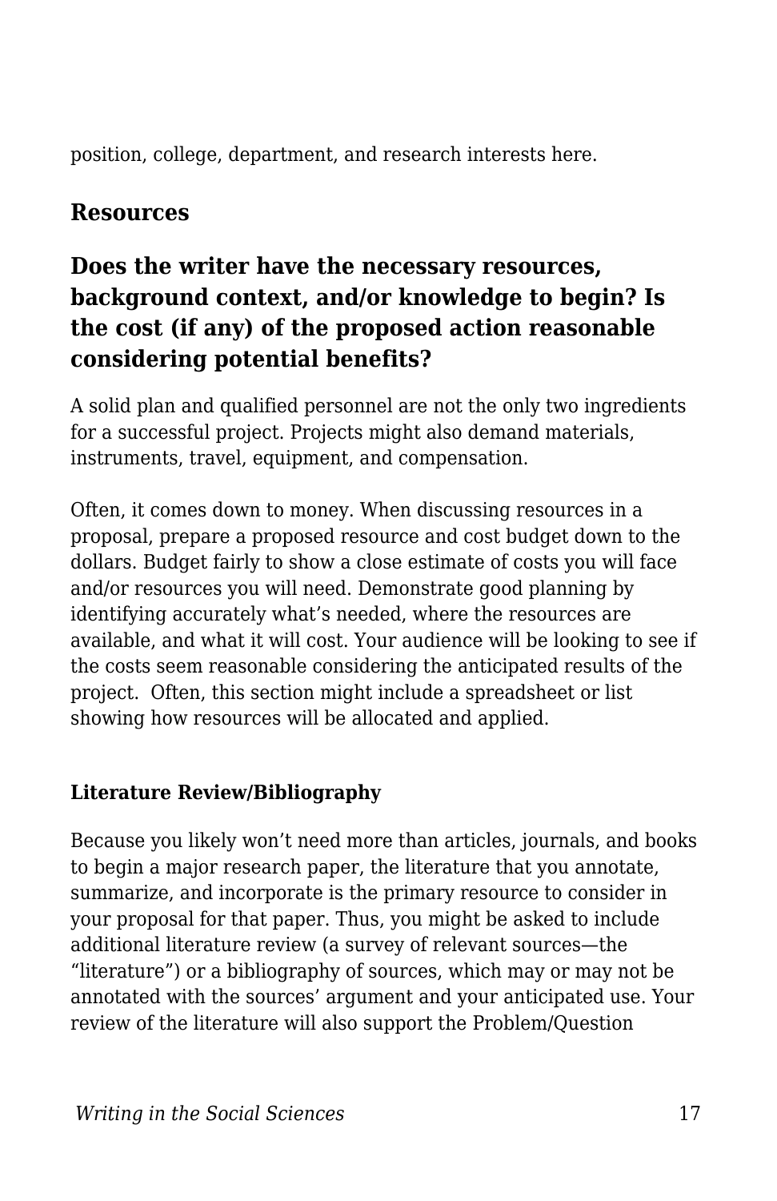position, college, department, and research interests here.

### Resources

### Does the writer have the necessary resources, background context, and/or knowledge to begin? Is the cost (if any) of the proposed action reasonable considering potential benefits?

A solid plan and qualified personnel are not the only two ingredients for a successful project. Projects might also demand materials, instruments, travel, equipment, and compensation.

Often, it comes down to money. When discussing resources in a proposal, prepare a proposed resource and cost budget down to the dollars. Budget fairly to show a close estimate of costs you will face and/or resources you will need. Demonstrate good planning by identifying accurately what's needed, where the resources are available, and what it will cost. Your audience will be looking to see if the costs seem reasonable considering the anticipated results of the project. Often, this section might include a spreadsheet or list showing how resources will be allocated and applied.

#### Literature Review/Bibliography

Because you likely won't need more than articles, journals, and books to begin a major research paper, the literature that you annotate, summarize, and incorporate is the primary resource to consider in your proposal for that paper. Thus, you might be asked to include additional literature review (a survey of relevant sources—the "literature") or a bibliography of sources, which may or may not be annotated with the sources' argument and your anticipated use. Your review of the literature will also support the Problem/Question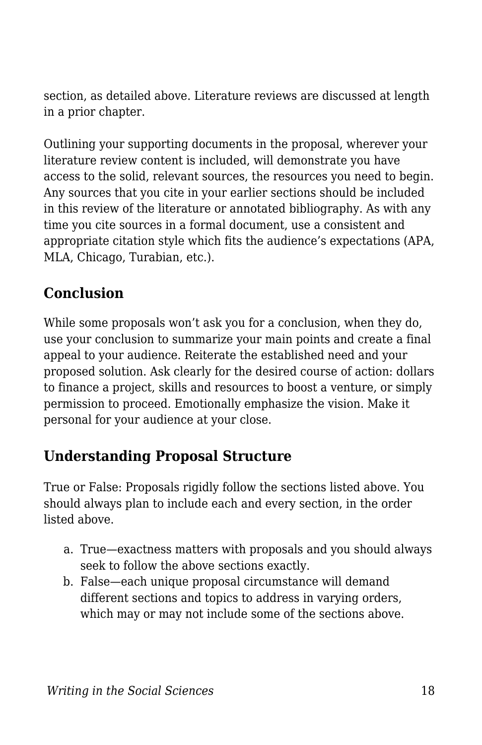section, as detailed above. Literature reviews are discussed at length in a prior chapter.

Outlining your supporting documents in the proposal, wherever your literature review content is included, will demonstrate you have access to the solid, relevant sources, the resources you need to begin. Any sources that you cite in your earlier sections should be included in this review of the literature or annotated bibliography. As with any time you cite sources in a formal document, use a consistent and appropriate citation style which fits the audience's expectations (APA, MLA, Chicago, Turabian, etc.).

## Conclusion

While some proposals won't ask you for a conclusion, when they do, use your conclusion to summarize your main points and create a final appeal to your audience. Reiterate the established need and your proposed solution. Ask clearly for the desired course of action: dollars to finance a project, skills and resources to boost a venture, or simply permission to proceed. Emotionally emphasize the vision. Make it personal for your audience at your close.

## Understanding Proposal Structure

True or False: Proposals rigidly follow the sections listed above. You should always plan to include each and every section, in the order listed above.

a. True—exactness matters with proposals and you should always seek to follow the above sections exactly.
b. False—each unique proposal circumstance will demand different sections and topics to address in varying orders, which may or may not include some of the sections above.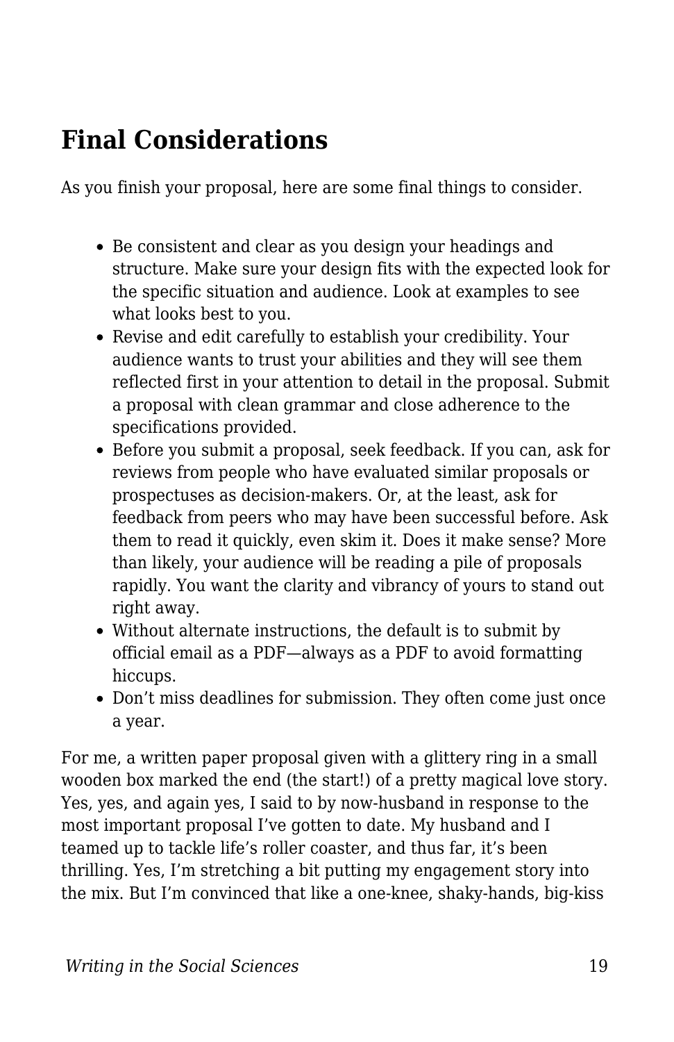## Final Considerations

As you finish your proposal, here are some final things to consider.

- Be consistent and clear as you design your headings and structure. Make sure your design fits with the expected look for the specific situation and audience. Look at examples to see what looks best to you.
- Revise and edit carefully to establish your credibility. Your audience wants to trust your abilities and they will see them reflected first in your attention to detail in the proposal. Submit a proposal with clean grammar and close adherence to the specifications provided.
- Before you submit a proposal, seek feedback. If you can, ask for reviews from people who have evaluated similar proposals or prospectuses as decision-makers. Or, at the least, ask for feedback from peers who may have been successful before. Ask them to read it quickly, even skim it. Does it make sense? More than likely, your audience will be reading a pile of proposals rapidly. You want the clarity and vibrancy of yours to stand out right away.
- Without alternate instructions, the default is to submit by official email as a PDF—always as a PDF to avoid formatting hiccups.
- Don't miss deadlines for submission. They often come just once a year.

For me, a written paper proposal given with a glittery ring in a small wooden box marked the end (the start!) of a pretty magical love story. Yes, yes, and again yes, I said to by now-husband in response to the most important proposal I've gotten to date. My husband and I teamed up to tackle life's roller coaster, and thus far, it's been thrilling. Yes, I'm stretching a bit putting my engagement story into the mix. But I'm convinced that like a one-knee, shaky-hands, big-kiss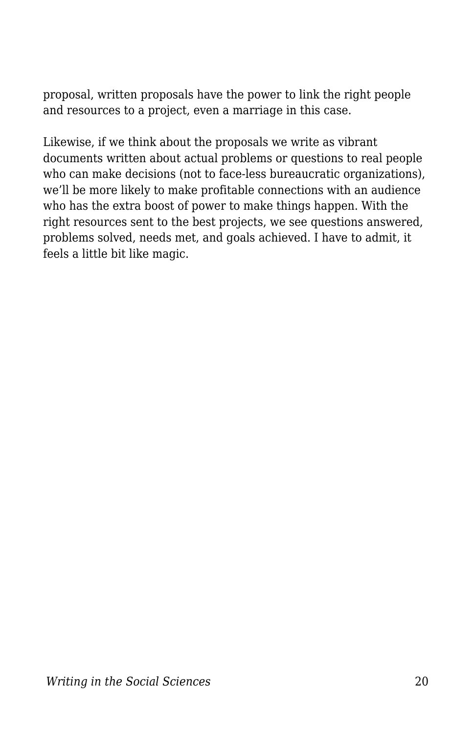proposal, written proposals have the power to link the right people and resources to a project, even a marriage in this case.

Likewise, if we think about the proposals we write as vibrant documents written about actual problems or questions to real people who can make decisions (not to face-less bureaucratic organizations), we'll be more likely to make profitable connections with an audience who has the extra boost of power to make things happen. With the right resources sent to the best projects, we see questions answered, problems solved, needs met, and goals achieved. I have to admit, it feels a little bit like magic.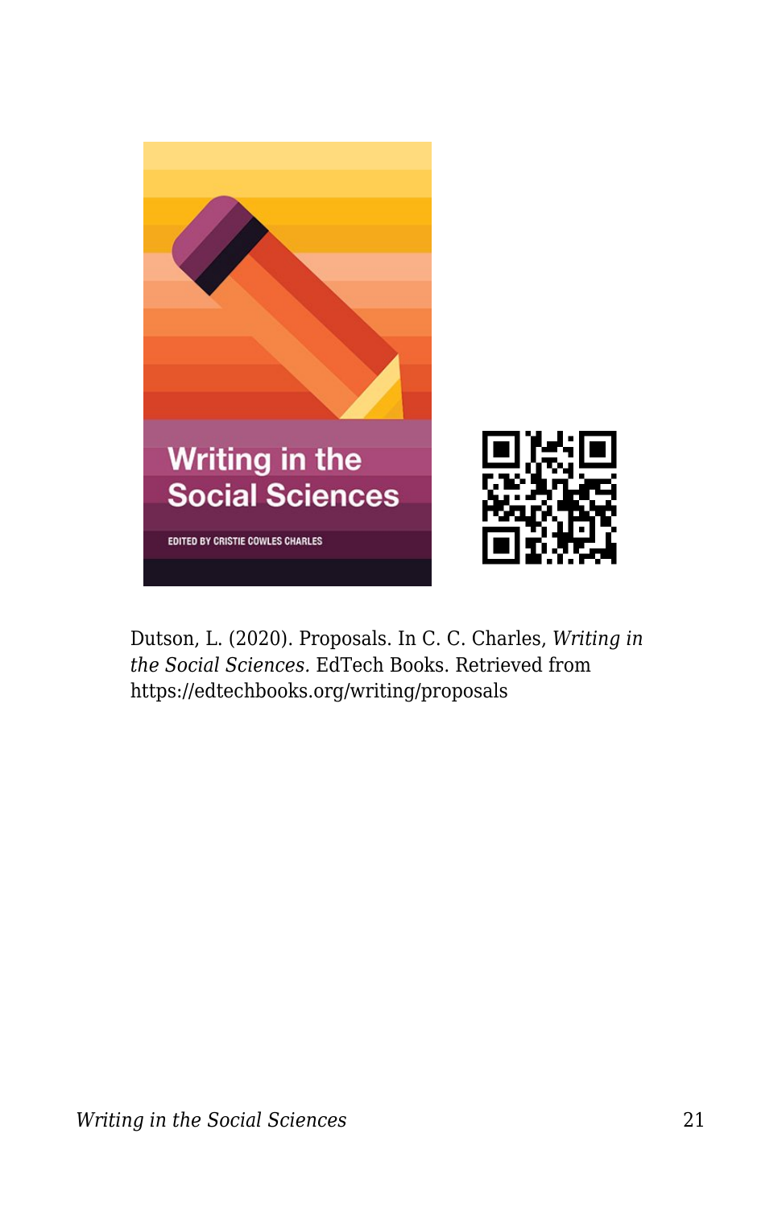Dutson, L. (2020). Proposals. In C. C. Charles, *Writing in the Social Sciences*. EdTech Books. Retrieved from https://edtechbooks.org/writing/proposals